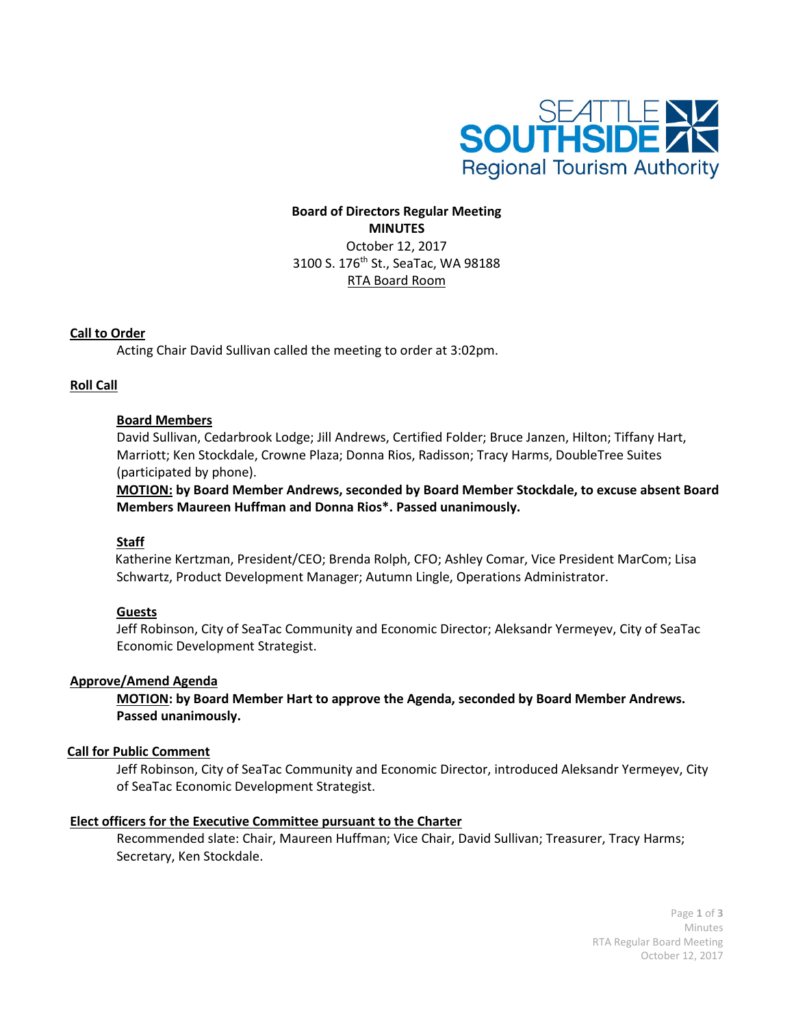SEATTLE SOUTHSIDE Regional Tourism Authority

**Board of Directors Regular Meeting**
**MINUTES**
October 12, 2017
3100 S. 176th St., SeaTac, WA 98188
RTA Board Room

## Call to Order

Acting Chair David Sullivan called the meeting to order at 3:02pm.

## Roll Call

### Board Members

David Sullivan, Cedarbrook Lodge; Jill Andrews, Certified Folder; Bruce Janzen, Hilton; Tiffany Hart, Marriott; Ken Stockdale, Crowne Plaza; Donna Rios, Radisson; Tracy Harms, DoubleTree Suites (participated by phone).

**MOTION: by Board Member Andrews, seconded by Board Member Stockdale, to excuse absent Board Members Maureen Huffman and Donna Rios*. Passed unanimously.**

### Staff

Katherine Kertzman, President/CEO; Brenda Rolph, CFO; Ashley Comar, Vice President MarCom; Lisa Schwartz, Product Development Manager; Autumn Lingle, Operations Administrator.

### Guests

Jeff Robinson, City of SeaTac Community and Economic Director; Aleksandr Yermeyev, City of SeaTac Economic Development Strategist.

## Approve/Amend Agenda

**MOTION: by Board Member Hart to approve the Agenda, seconded by Board Member Andrews. Passed unanimously.**

## Call for Public Comment

Jeff Robinson, City of SeaTac Community and Economic Director, introduced Aleksandr Yermeyev, City of SeaTac Economic Development Strategist.

## Elect officers for the Executive Committee pursuant to the Charter

Recommended slate: Chair, Maureen Huffman; Vice Chair, David Sullivan; Treasurer, Tracy Harms; Secretary, Ken Stockdale.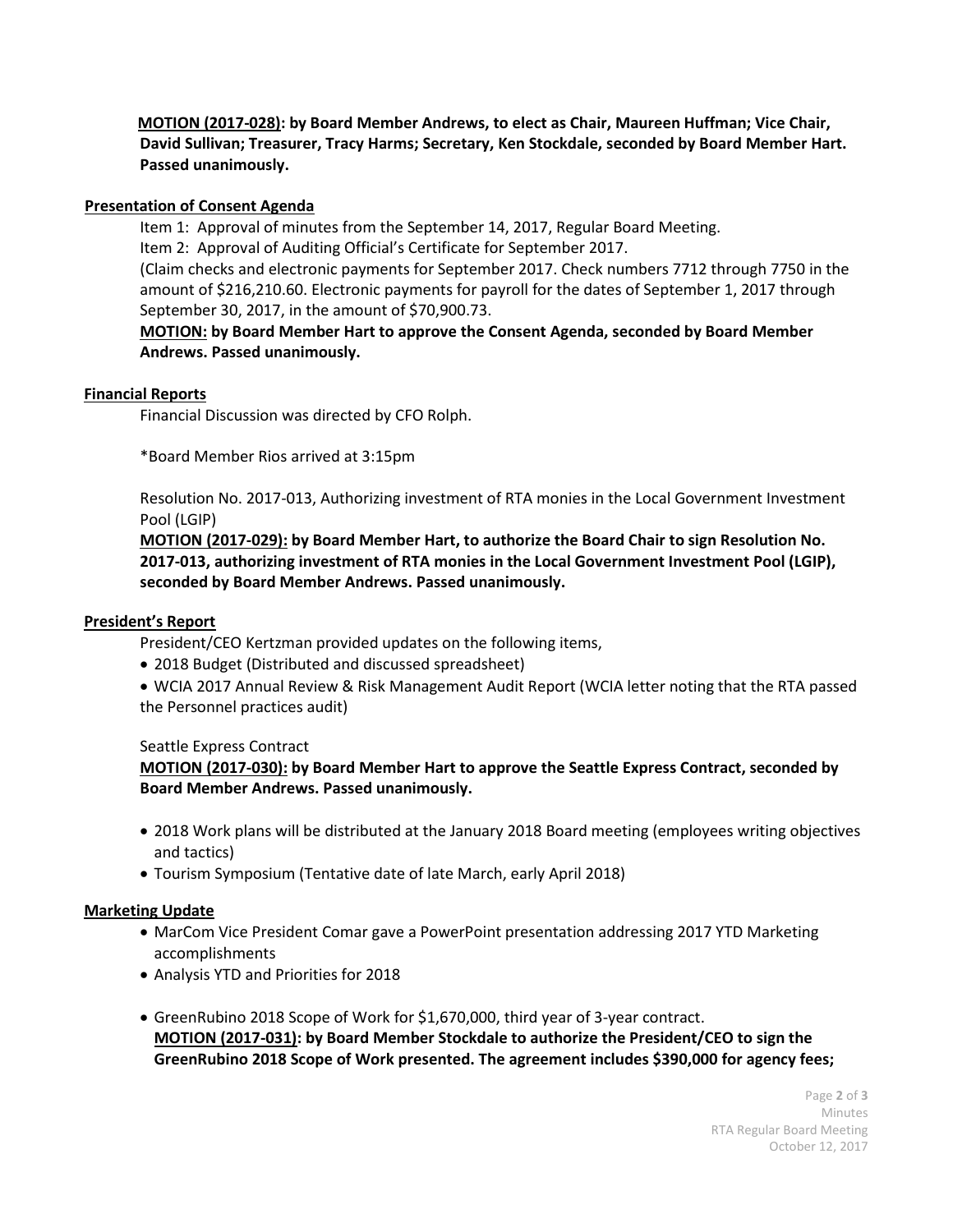**MOTION (2017-028): by Board Member Andrews, to elect as Chair, Maureen Huffman; Vice Chair, David Sullivan; Treasurer, Tracy Harms; Secretary, Ken Stockdale, seconded by Board Member Hart. Passed unanimously.**

**Presentation of Consent Agenda**

Item 1: Approval of minutes from the September 14, 2017, Regular Board Meeting.

Item 2: Approval of Auditing Official's Certificate for September 2017.

(Claim checks and electronic payments for September 2017. Check numbers 7712 through 7750 in the amount of $216,210.60. Electronic payments for payroll for the dates of September 1, 2017 through September 30, 2017, in the amount of $70,900.73.

**MOTION: by Board Member Hart to approve the Consent Agenda, seconded by Board Member Andrews. Passed unanimously.**

**Financial Reports**

Financial Discussion was directed by CFO Rolph.

*Board Member Rios arrived at 3:15pm

Resolution No. 2017-013, Authorizing investment of RTA monies in the Local Government Investment Pool (LGIP)

**MOTION (2017-029): by Board Member Hart, to authorize the Board Chair to sign Resolution No. 2017-013, authorizing investment of RTA monies in the Local Government Investment Pool (LGIP), seconded by Board Member Andrews. Passed unanimously.**

**President's Report**

President/CEO Kertzman provided updates on the following items,

- 2018 Budget (Distributed and discussed spreadsheet)
- WCIA 2017 Annual Review & Risk Management Audit Report (WCIA letter noting that the RTA passed the Personnel practices audit)

Seattle Express Contract

**MOTION (2017-030): by Board Member Hart to approve the Seattle Express Contract, seconded by Board Member Andrews. Passed unanimously.**

- 2018 Work plans will be distributed at the January 2018 Board meeting (employees writing objectives and tactics)
- Tourism Symposium (Tentative date of late March, early April 2018)

**Marketing Update**

- MarCom Vice President Comar gave a PowerPoint presentation addressing 2017 YTD Marketing accomplishments
- Analysis YTD and Priorities for 2018
- GreenRubino 2018 Scope of Work for $1,670,000, third year of 3-year contract.
  **MOTION (2017-031): by Board Member Stockdale to authorize the President/CEO to sign the GreenRubino 2018 Scope of Work presented. The agreement includes $390,000 for agency fees;**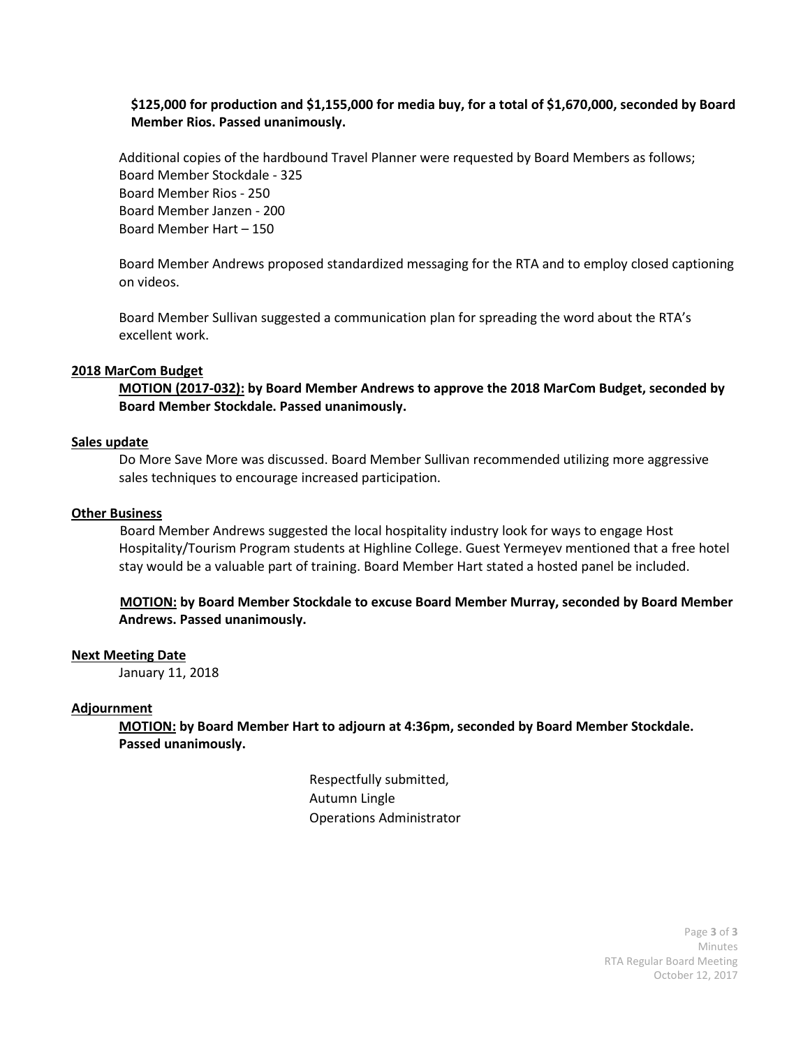**$125,000 for production and $1,155,000 for media buy, for a total of $1,670,000, seconded by Board Member Rios. Passed unanimously.**

Additional copies of the hardbound Travel Planner were requested by Board Members as follows;
Board Member Stockdale - 325
Board Member Rios - 250
Board Member Janzen - 200
Board Member Hart – 150

Board Member Andrews proposed standardized messaging for the RTA and to employ closed captioning on videos.

Board Member Sullivan suggested a communication plan for spreading the word about the RTA's excellent work.

**2018 MarCom Budget**

**MOTION (2017-032): by Board Member Andrews to approve the 2018 MarCom Budget, seconded by Board Member Stockdale. Passed unanimously.**

**Sales update**

Do More Save More was discussed. Board Member Sullivan recommended utilizing more aggressive sales techniques to encourage increased participation.

**Other Business**

Board Member Andrews suggested the local hospitality industry look for ways to engage Host Hospitality/Tourism Program students at Highline College. Guest Yermeyev mentioned that a free hotel stay would be a valuable part of training. Board Member Hart stated a hosted panel be included.

**MOTION: by Board Member Stockdale to excuse Board Member Murray, seconded by Board Member Andrews. Passed unanimously.**

**Next Meeting Date**

January 11, 2018

**Adjournment**

**MOTION: by Board Member Hart to adjourn at 4:36pm, seconded by Board Member Stockdale. Passed unanimously.**

Respectfully submitted,
Autumn Lingle
Operations Administrator